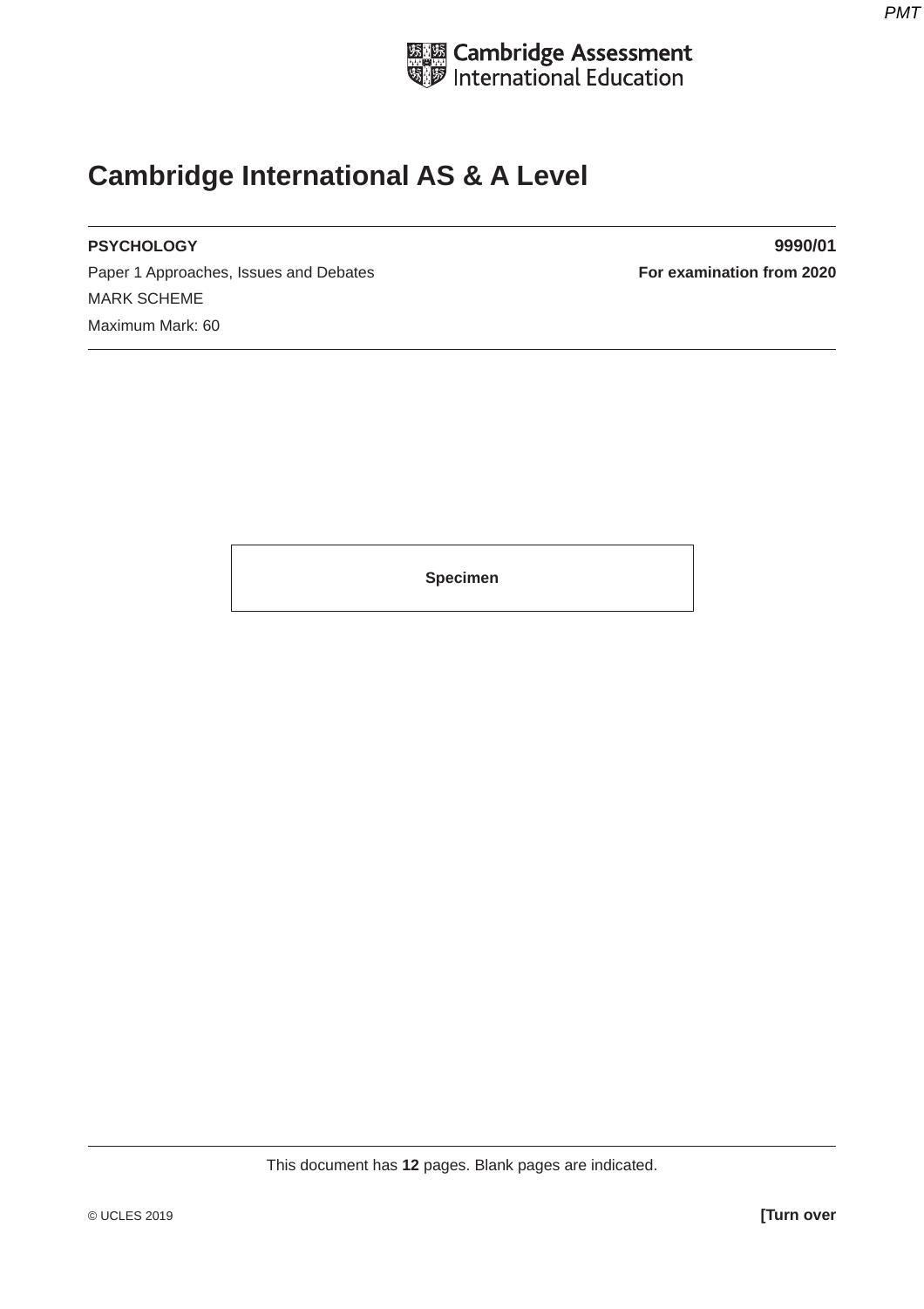Cambridge Assessment International Education

# Cambridge International AS & A Level

**PSYCHOLOGY** **9990/01**

Paper 1 Approaches, Issues and Debates **For examination from 2020**

MARK SCHEME

Maximum Mark: 60

**Specimen**

This document has **12** pages. Blank pages are indicated.

© UCLES 2019 **[Turn over**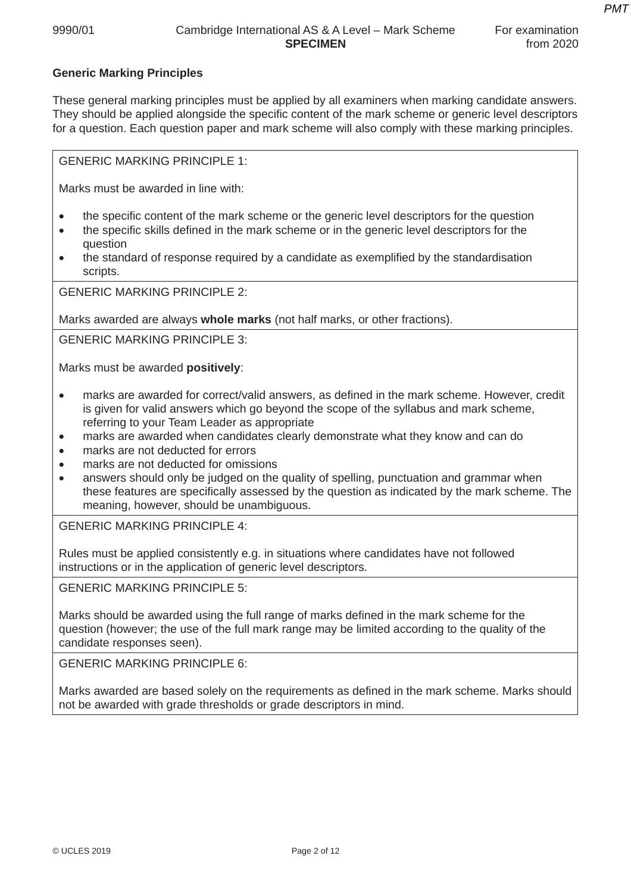## Generic Marking Principles

These general marking principles must be applied by all examiners when marking candidate answers. They should be applied alongside the specific content of the mark scheme or generic level descriptors for a question. Each question paper and mark scheme will also comply with these marking principles.

GENERIC MARKING PRINCIPLE 1:

Marks must be awarded in line with:

- the specific content of the mark scheme or the generic level descriptors for the question
- the specific skills defined in the mark scheme or in the generic level descriptors for the question
- the standard of response required by a candidate as exemplified by the standardisation scripts.

GENERIC MARKING PRINCIPLE 2:

Marks awarded are always **whole marks** (not half marks, or other fractions).

GENERIC MARKING PRINCIPLE 3:

Marks must be awarded **positively**:

- marks are awarded for correct/valid answers, as defined in the mark scheme. However, credit is given for valid answers which go beyond the scope of the syllabus and mark scheme, referring to your Team Leader as appropriate
- marks are awarded when candidates clearly demonstrate what they know and can do
- marks are not deducted for errors
- marks are not deducted for omissions
- answers should only be judged on the quality of spelling, punctuation and grammar when these features are specifically assessed by the question as indicated by the mark scheme. The meaning, however, should be unambiguous.

GENERIC MARKING PRINCIPLE 4:

Rules must be applied consistently e.g. in situations where candidates have not followed instructions or in the application of generic level descriptors.

GENERIC MARKING PRINCIPLE 5:

Marks should be awarded using the full range of marks defined in the mark scheme for the question (however; the use of the full mark range may be limited according to the quality of the candidate responses seen).

GENERIC MARKING PRINCIPLE 6:

Marks awarded are based solely on the requirements as defined in the mark scheme. Marks should not be awarded with grade thresholds or grade descriptors in mind.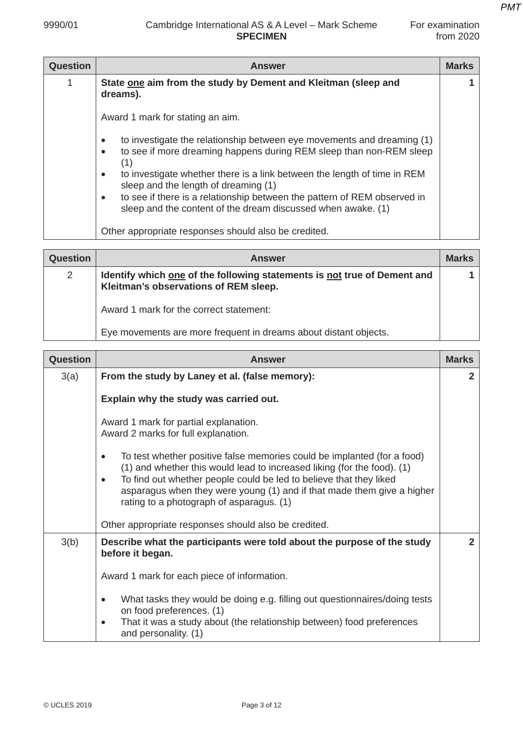| Question | Answer | Marks |
|---|---|---|
| 1 | **State <u>one</u> aim from the study by Dement and Kleitman (sleep and dreams).**<br><br>Award 1 mark for stating an aim.<br><br>• to investigate the relationship between eye movements and dreaming (1)<br>• to see if more dreaming happens during REM sleep than non-REM sleep (1)<br>• to investigate whether there is a link between the length of time in REM sleep and the length of dreaming (1)<br>• to see if there is a relationship between the pattern of REM observed in sleep and the content of the dream discussed when awake. (1)<br><br>Other appropriate responses should also be credited. | 1 |

| Question | Answer | Marks |
|---|---|---|
| 2 | **Identify which <u>one</u> of the following statements is <u>not</u> true of Dement and Kleitman's observations of REM sleep.**<br><br>Award 1 mark for the correct statement:<br><br>Eye movements are more frequent in dreams about distant objects. | 1 |

| Question | Answer | Marks |
|---|---|---|
| 3(a) | **From the study by Laney et al. (false memory):**<br><br>**Explain why the study was carried out.**<br><br>Award 1 mark for partial explanation.<br>Award 2 marks for full explanation.<br><br>• To test whether positive false memories could be implanted (for a food) (1) and whether this would lead to increased liking (for the food). (1)<br>• To find out whether people could be led to believe that they liked asparagus when they were young (1) and if that made them give a higher rating to a photograph of asparagus. (1)<br><br>Other appropriate responses should also be credited. | 2 |
| 3(b) | **Describe what the participants were told about the purpose of the study before it began.**<br><br>Award 1 mark for each piece of information.<br><br>• What tasks they would be doing e.g. filling out questionnaires/doing tests on food preferences. (1)<br>• That it was a study about (the relationship between) food preferences and personality. (1) | 2 |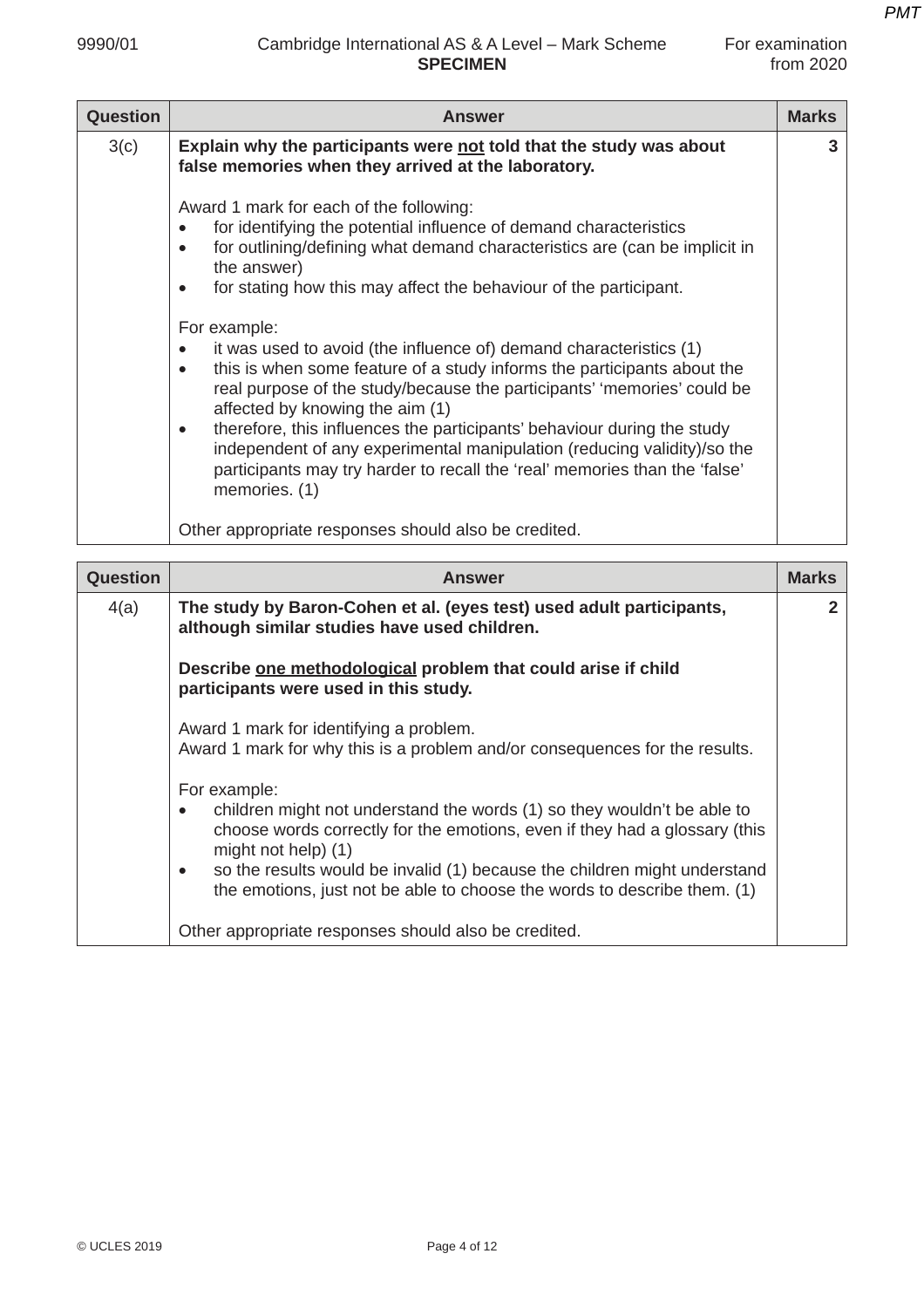| Question | Answer | Marks |
|---|---|---|
| 3(c) | **Explain why the participants were <u>not</u> told that the study was about false memories when they arrived at the laboratory.**<br><br>Award 1 mark for each of the following:<br>• for identifying the potential influence of demand characteristics<br>• for outlining/defining what demand characteristics are (can be implicit in the answer)<br>• for stating how this may affect the behaviour of the participant.<br><br>For example:<br>• it was used to avoid (the influence of) demand characteristics (1)<br>• this is when some feature of a study informs the participants about the real purpose of the study/because the participants' 'memories' could be affected by knowing the aim (1)<br>• therefore, this influences the participants' behaviour during the study independent of any experimental manipulation (reducing validity)/so the participants may try harder to recall the 'real' memories than the 'false' memories. (1)<br><br>Other appropriate responses should also be credited. | 3 |

| Question | Answer | Marks |
|---|---|---|
| 4(a) | **The study by Baron-Cohen et al. (eyes test) used adult participants, although similar studies have used children.**<br><br>**Describe <u>one methodological</u> problem that could arise if child participants were used in this study.**<br><br>Award 1 mark for identifying a problem.<br>Award 1 mark for why this is a problem and/or consequences for the results.<br><br>For example:<br>• children might not understand the words (1) so they wouldn't be able to choose words correctly for the emotions, even if they had a glossary (this might not help) (1)<br>• so the results would be invalid (1) because the children might understand the emotions, just not be able to choose the words to describe them. (1)<br><br>Other appropriate responses should also be credited. | 2 |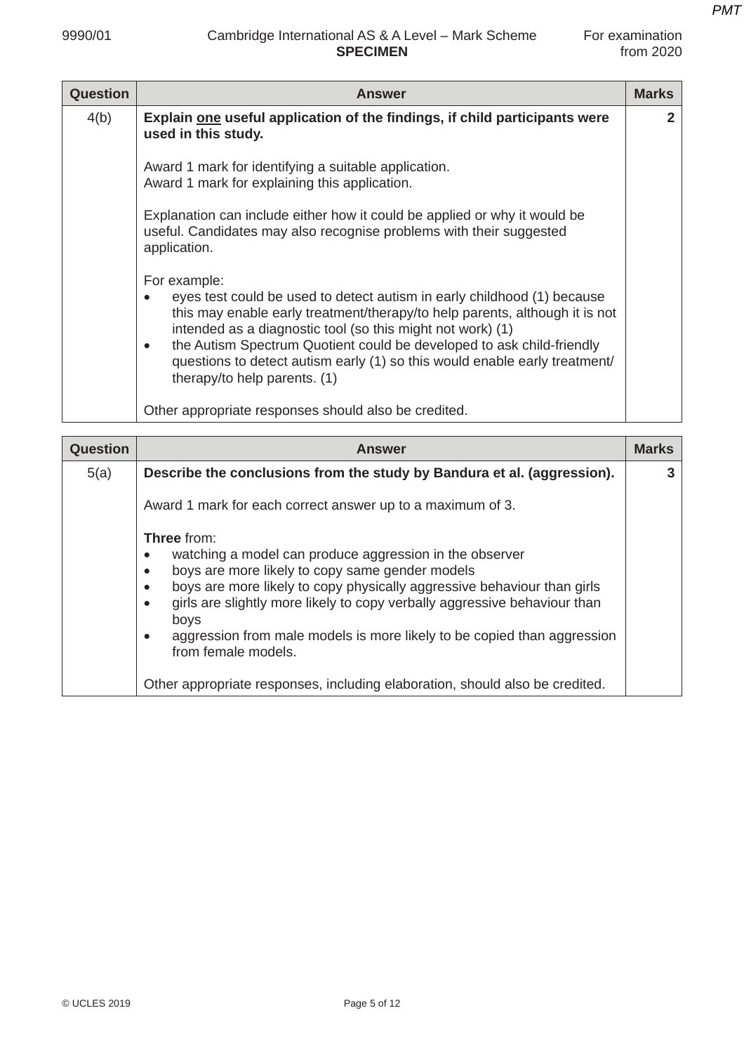| Question | Answer | Marks |
|---|---|---|
| 4(b) | **Explain <u>one</u> useful application of the findings, if child participants were used in this study.**<br><br>Award 1 mark for identifying a suitable application.<br>Award 1 mark for explaining this application.<br><br>Explanation can include either how it could be applied or why it would be useful. Candidates may also recognise problems with their suggested application.<br><br>For example:<br>• eyes test could be used to detect autism in early childhood (1) because this may enable early treatment/therapy/to help parents, although it is not intended as a diagnostic tool (so this might not work) (1)<br>• the Autism Spectrum Quotient could be developed to ask child-friendly questions to detect autism early (1) so this would enable early treatment/therapy/to help parents. (1)<br><br>Other appropriate responses should also be credited. | 2 |

| Question | Answer | Marks |
|---|---|---|
| 5(a) | **Describe the conclusions from the study by Bandura et al. (aggression).**<br><br>Award 1 mark for each correct answer up to a maximum of 3.<br><br>**Three** from:<br>• watching a model can produce aggression in the observer<br>• boys are more likely to copy same gender models<br>• boys are more likely to copy physically aggressive behaviour than girls<br>• girls are slightly more likely to copy verbally aggressive behaviour than boys<br>• aggression from male models is more likely to be copied than aggression from female models.<br><br>Other appropriate responses, including elaboration, should also be credited. | 3 |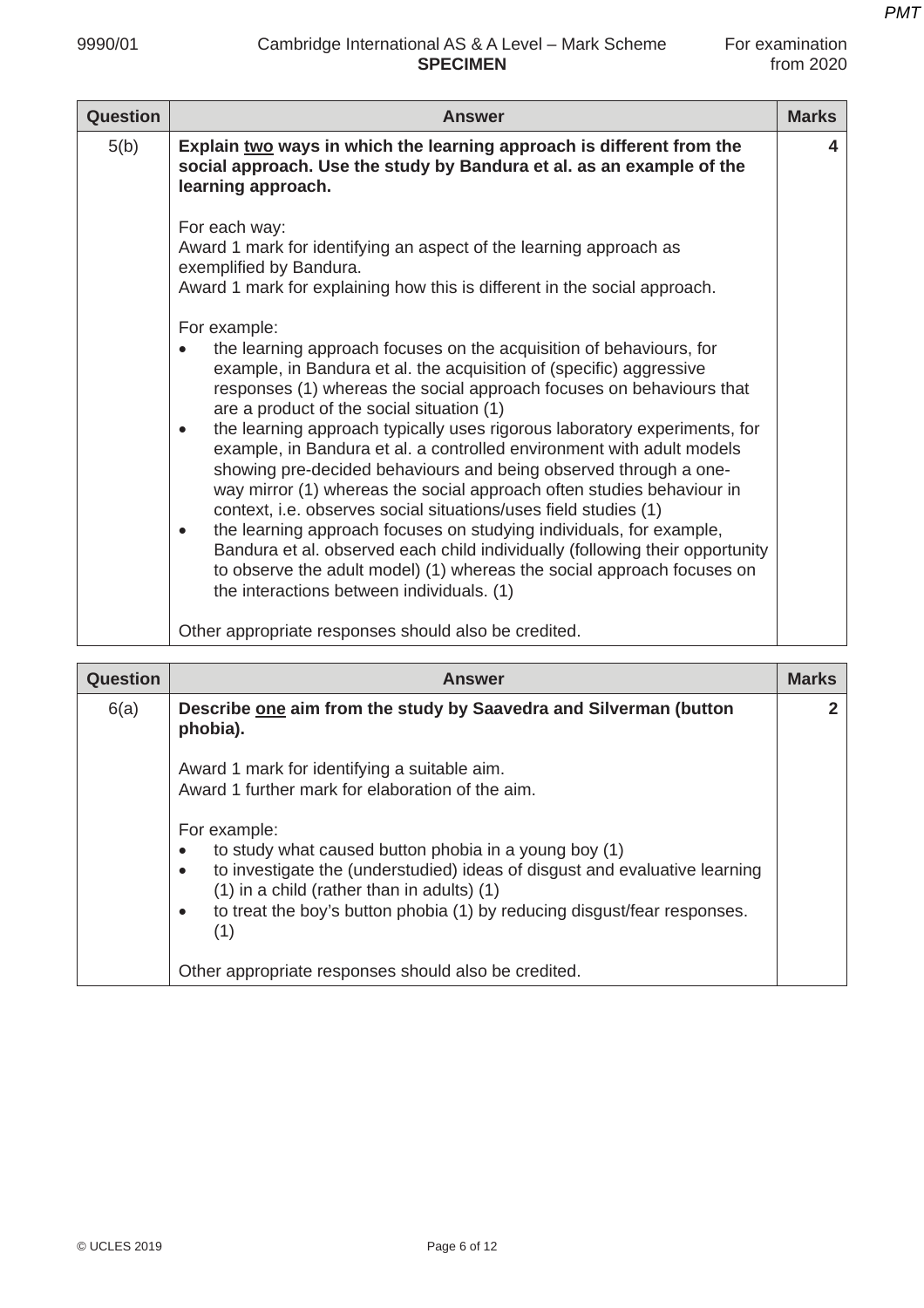| Question | Answer | Marks |
|---|---|---|
| 5(b) | **Explain <u>two</u> ways in which the learning approach is different from the social approach. Use the study by Bandura et al. as an example of the learning approach.**<br><br>For each way:<br>Award 1 mark for identifying an aspect of the learning approach as exemplified by Bandura.<br>Award 1 mark for explaining how this is different in the social approach.<br><br>For example:<br>• the learning approach focuses on the acquisition of behaviours, for example, in Bandura et al. the acquisition of (specific) aggressive responses (1) whereas the social approach focuses on behaviours that are a product of the social situation (1)<br>• the learning approach typically uses rigorous laboratory experiments, for example, in Bandura et al. a controlled environment with adult models showing pre-decided behaviours and being observed through a one-way mirror (1) whereas the social approach often studies behaviour in context, i.e. observes social situations/uses field studies (1)<br>• the learning approach focuses on studying individuals, for example, Bandura et al. observed each child individually (following their opportunity to observe the adult model) (1) whereas the social approach focuses on the interactions between individuals. (1)<br><br>Other appropriate responses should also be credited. | 4 |

| Question | Answer | Marks |
|---|---|---|
| 6(a) | **Describe <u>one</u> aim from the study by Saavedra and Silverman (button phobia).**<br><br>Award 1 mark for identifying a suitable aim.<br>Award 1 further mark for elaboration of the aim.<br><br>For example:<br>• to study what caused button phobia in a young boy (1)<br>• to investigate the (understudied) ideas of disgust and evaluative learning (1) in a child (rather than in adults) (1)<br>• to treat the boy's button phobia (1) by reducing disgust/fear responses. (1)<br><br>Other appropriate responses should also be credited. | 2 |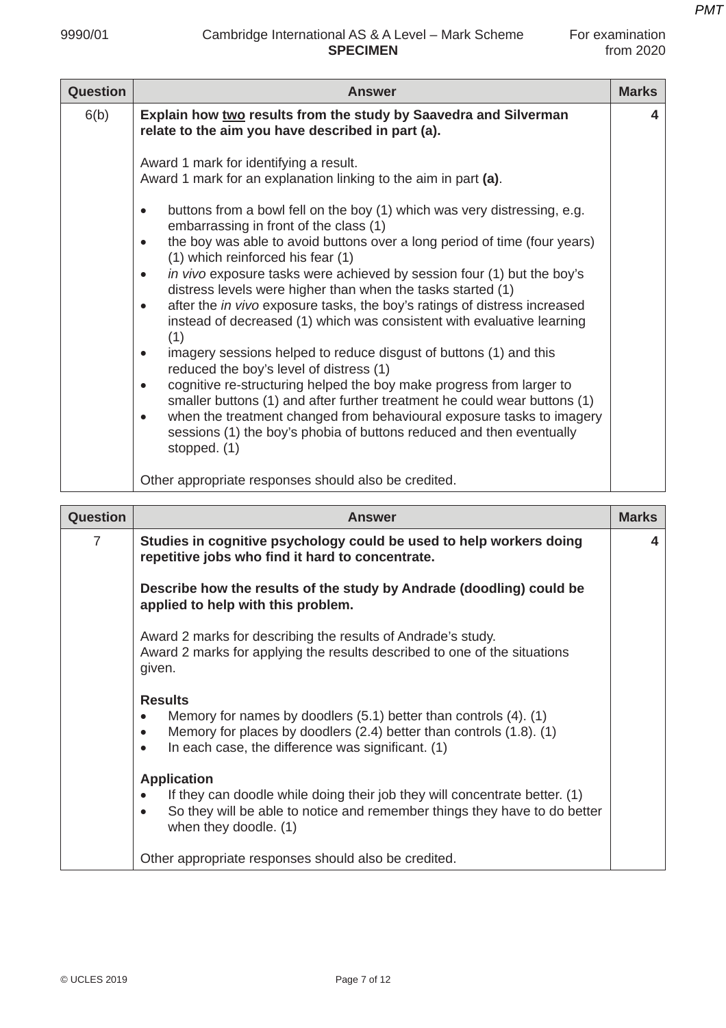| Question | Answer | Marks |
|---|---|---|
| 6(b) | **Explain how <u>two</u> results from the study by Saavedra and Silverman relate to the aim you have described in part (a).**<br><br>Award 1 mark for identifying a result.<br>Award 1 mark for an explanation linking to the aim in part **(a)**.<br><br>• buttons from a bowl fell on the boy (1) which was very distressing, e.g. embarrassing in front of the class (1)<br>• the boy was able to avoid buttons over a long period of time (four years) (1) which reinforced his fear (1)<br>• *in vivo* exposure tasks were achieved by session four (1) but the boy's distress levels were higher than when the tasks started (1)<br>• after the *in vivo* exposure tasks, the boy's ratings of distress increased instead of decreased (1) which was consistent with evaluative learning (1)<br>• imagery sessions helped to reduce disgust of buttons (1) and this reduced the boy's level of distress (1)<br>• cognitive re-structuring helped the boy make progress from larger to smaller buttons (1) and after further treatment he could wear buttons (1)<br>• when the treatment changed from behavioural exposure tasks to imagery sessions (1) the boy's phobia of buttons reduced and then eventually stopped. (1)<br><br>Other appropriate responses should also be credited. | 4 |

| Question | Answer | Marks |
|---|---|---|
| 7 | **Studies in cognitive psychology could be used to help workers doing repetitive jobs who find it hard to concentrate.**<br><br>**Describe how the results of the study by Andrade (doodling) could be applied to help with this problem.**<br><br>Award 2 marks for describing the results of Andrade's study.<br>Award 2 marks for applying the results described to one of the situations given.<br><br>**Results**<br>• Memory for names by doodlers (5.1) better than controls (4). (1)<br>• Memory for places by doodlers (2.4) better than controls (1.8). (1)<br>• In each case, the difference was significant. (1)<br><br>**Application**<br>• If they can doodle while doing their job they will concentrate better. (1)<br>• So they will be able to notice and remember things they have to do better when they doodle. (1)<br><br>Other appropriate responses should also be credited. | 4 |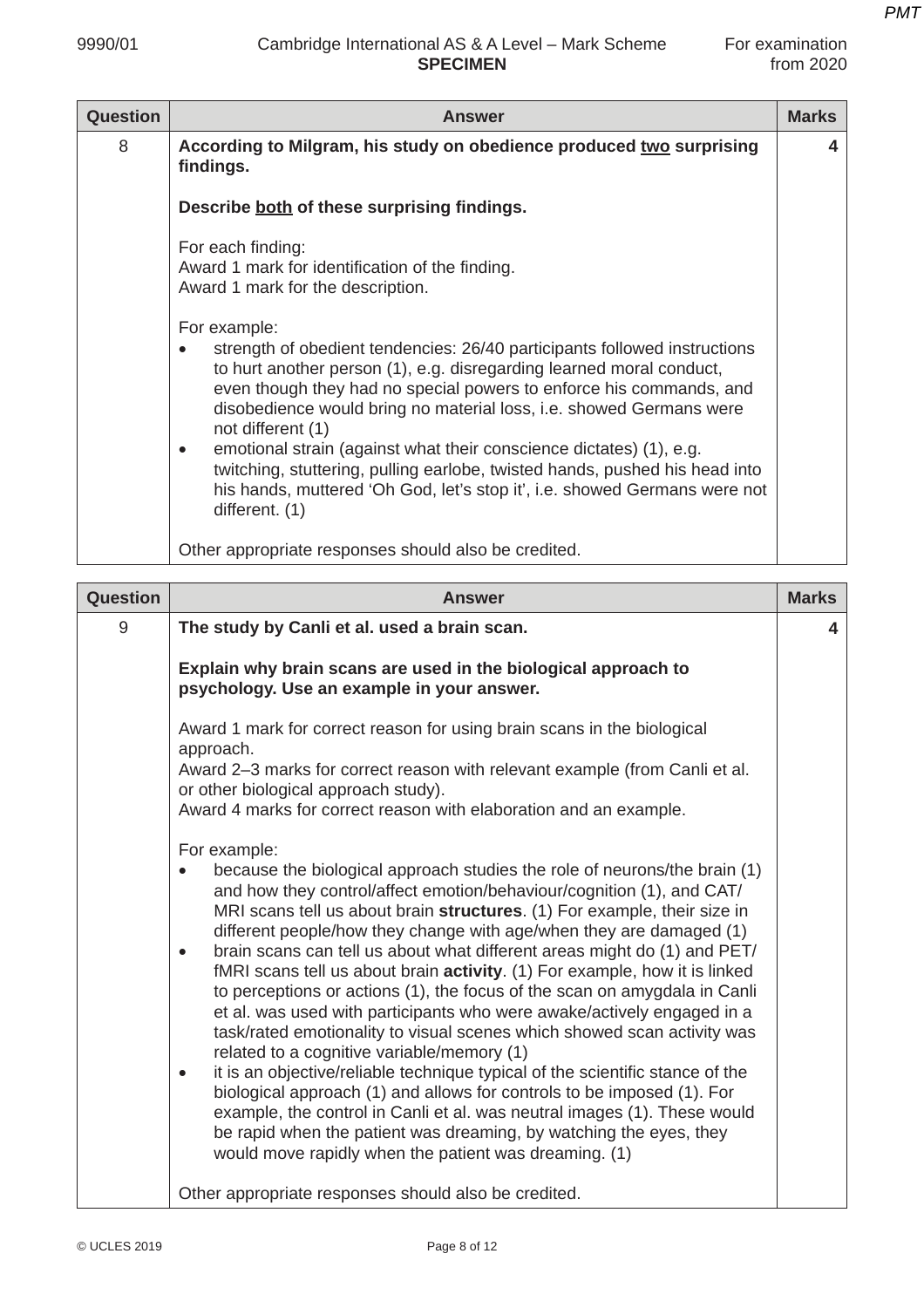| Question | Answer | Marks |
|---|---|---|
| 8 | **According to Milgram, his study on obedience produced two surprising findings.**<br><br>**Describe both of these surprising findings.**<br><br>For each finding:<br>Award 1 mark for identification of the finding.<br>Award 1 mark for the description.<br><br>For example:<br>• strength of obedient tendencies: 26/40 participants followed instructions to hurt another person (1), e.g. disregarding learned moral conduct, even though they had no special powers to enforce his commands, and disobedience would bring no material loss, i.e. showed Germans were not different (1)<br>• emotional strain (against what their conscience dictates) (1), e.g. twitching, stuttering, pulling earlobe, twisted hands, pushed his head into his hands, muttered 'Oh God, let's stop it', i.e. showed Germans were not different. (1)<br><br>Other appropriate responses should also be credited. | 4 |

| Question | Answer | Marks |
|---|---|---|
| 9 | **The study by Canli et al. used a brain scan.**<br><br>**Explain why brain scans are used in the biological approach to psychology. Use an example in your answer.**<br><br>Award 1 mark for correct reason for using brain scans in the biological approach.<br>Award 2–3 marks for correct reason with relevant example (from Canli et al. or other biological approach study).<br>Award 4 marks for correct reason with elaboration and an example.<br><br>For example:<br>• because the biological approach studies the role of neurons/the brain (1) and how they control/affect emotion/behaviour/cognition (1), and CAT/MRI scans tell us about brain **structures**. (1) For example, their size in different people/how they change with age/when they are damaged (1)<br>• brain scans can tell us about what different areas might do (1) and PET/fMRI scans tell us about brain **activity**. (1) For example, how it is linked to perceptions or actions (1), the focus of the scan on amygdala in Canli et al. was used with participants who were awake/actively engaged in a task/rated emotionality to visual scenes which showed scan activity was related to a cognitive variable/memory (1)<br>• it is an objective/reliable technique typical of the scientific stance of the biological approach (1) and allows for controls to be imposed (1). For example, the control in Canli et al. was neutral images (1). These would be rapid when the patient was dreaming, by watching the eyes, they would move rapidly when the patient was dreaming. (1)<br><br>Other appropriate responses should also be credited. | 4 |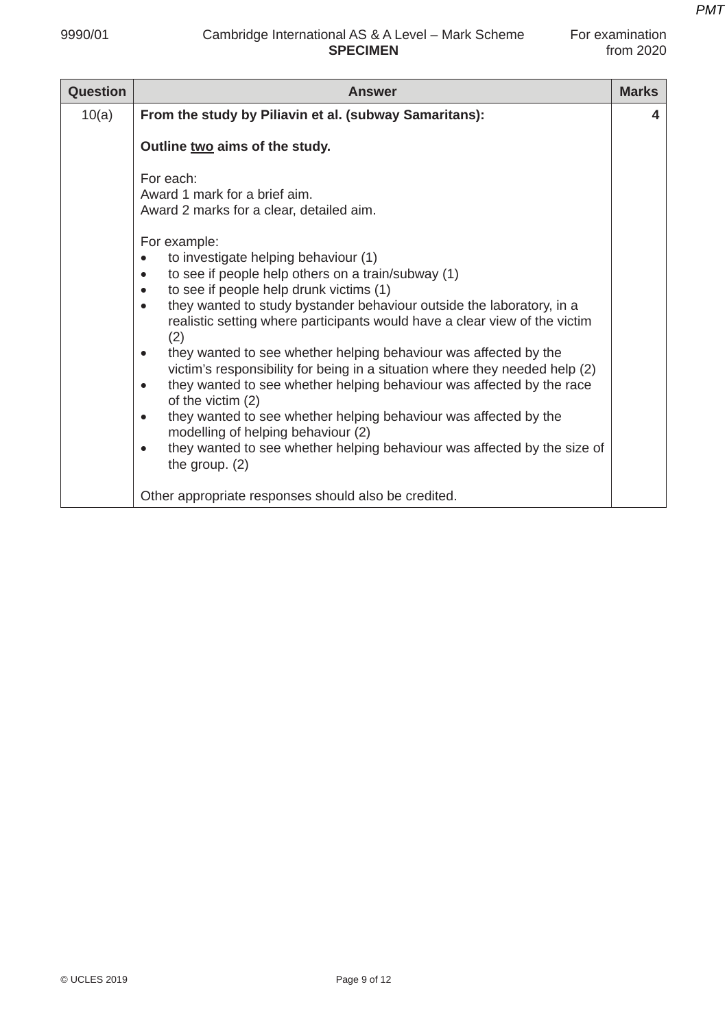| Question | Answer | Marks |
|---|---|---|
| 10(a) | **From the study by Piliavin et al. (subway Samaritans):**<br><br>**Outline <u>two</u> aims of the study.**<br><br>For each:<br>Award 1 mark for a brief aim.<br>Award 2 marks for a clear, detailed aim.<br><br>For example:<br>• to investigate helping behaviour (1)<br>• to see if people help others on a train/subway (1)<br>• to see if people help drunk victims (1)<br>• they wanted to study bystander behaviour outside the laboratory, in a realistic setting where participants would have a clear view of the victim (2)<br>• they wanted to see whether helping behaviour was affected by the victim's responsibility for being in a situation where they needed help (2)<br>• they wanted to see whether helping behaviour was affected by the race of the victim (2)<br>• they wanted to see whether helping behaviour was affected by the modelling of helping behaviour (2)<br>• they wanted to see whether helping behaviour was affected by the size of the group. (2)<br><br>Other appropriate responses should also be credited. | 4 |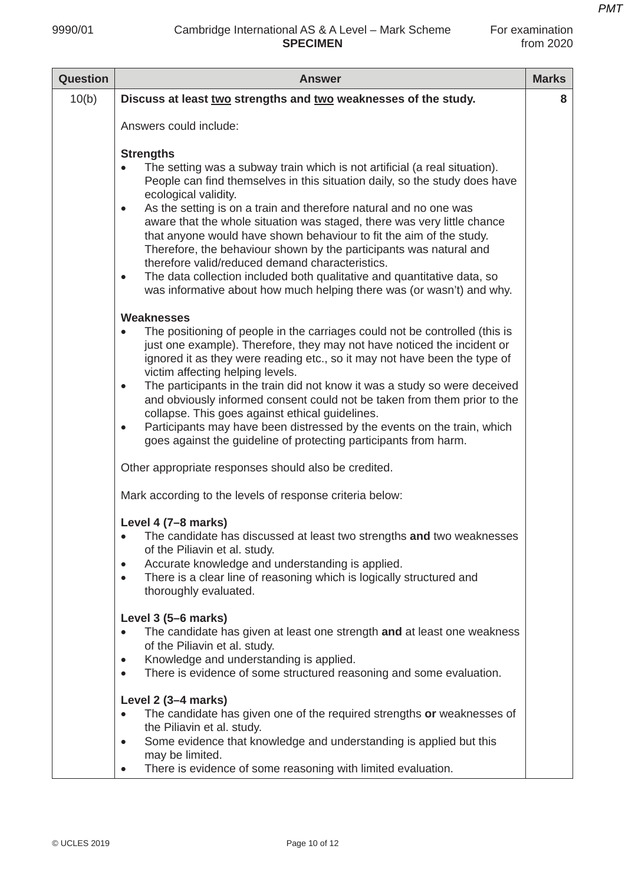| Question | Answer | Marks |
|---|---|---|
| 10(b) | **Discuss at least <u>two</u> strengths and <u>two</u> weaknesses of the study.**<br><br>Answers could include:<br><br>**Strengths**<br>• The setting was a subway train which is not artificial (a real situation). People can find themselves in this situation daily, so the study does have ecological validity.<br>• As the setting is on a train and therefore natural and no one was aware that the whole situation was staged, there was very little chance that anyone would have shown behaviour to fit the aim of the study. Therefore, the behaviour shown by the participants was natural and therefore valid/reduced demand characteristics.<br>• The data collection included both qualitative and quantitative data, so was informative about how much helping there was (or wasn't) and why.<br><br>**Weaknesses**<br>• The positioning of people in the carriages could not be controlled (this is just one example). Therefore, they may not have noticed the incident or ignored it as they were reading etc., so it may not have been the type of victim affecting helping levels.<br>• The participants in the train did not know it was a study so were deceived and obviously informed consent could not be taken from them prior to the collapse. This goes against ethical guidelines.<br>• Participants may have been distressed by the events on the train, which goes against the guideline of protecting participants from harm.<br><br>Other appropriate responses should also be credited.<br><br>Mark according to the levels of response criteria below:<br><br>**Level 4 (7–8 marks)**<br>• The candidate has discussed at least two strengths **and** two weaknesses of the Piliavin et al. study.<br>• Accurate knowledge and understanding is applied.<br>• There is a clear line of reasoning which is logically structured and thoroughly evaluated.<br><br>**Level 3 (5–6 marks)**<br>• The candidate has given at least one strength **and** at least one weakness of the Piliavin et al. study.<br>• Knowledge and understanding is applied.<br>• There is evidence of some structured reasoning and some evaluation.<br><br>**Level 2 (3–4 marks)**<br>• The candidate has given one of the required strengths **or** weaknesses of the Piliavin et al. study.<br>• Some evidence that knowledge and understanding is applied but this may be limited.<br>• There is evidence of some reasoning with limited evaluation. | 8 |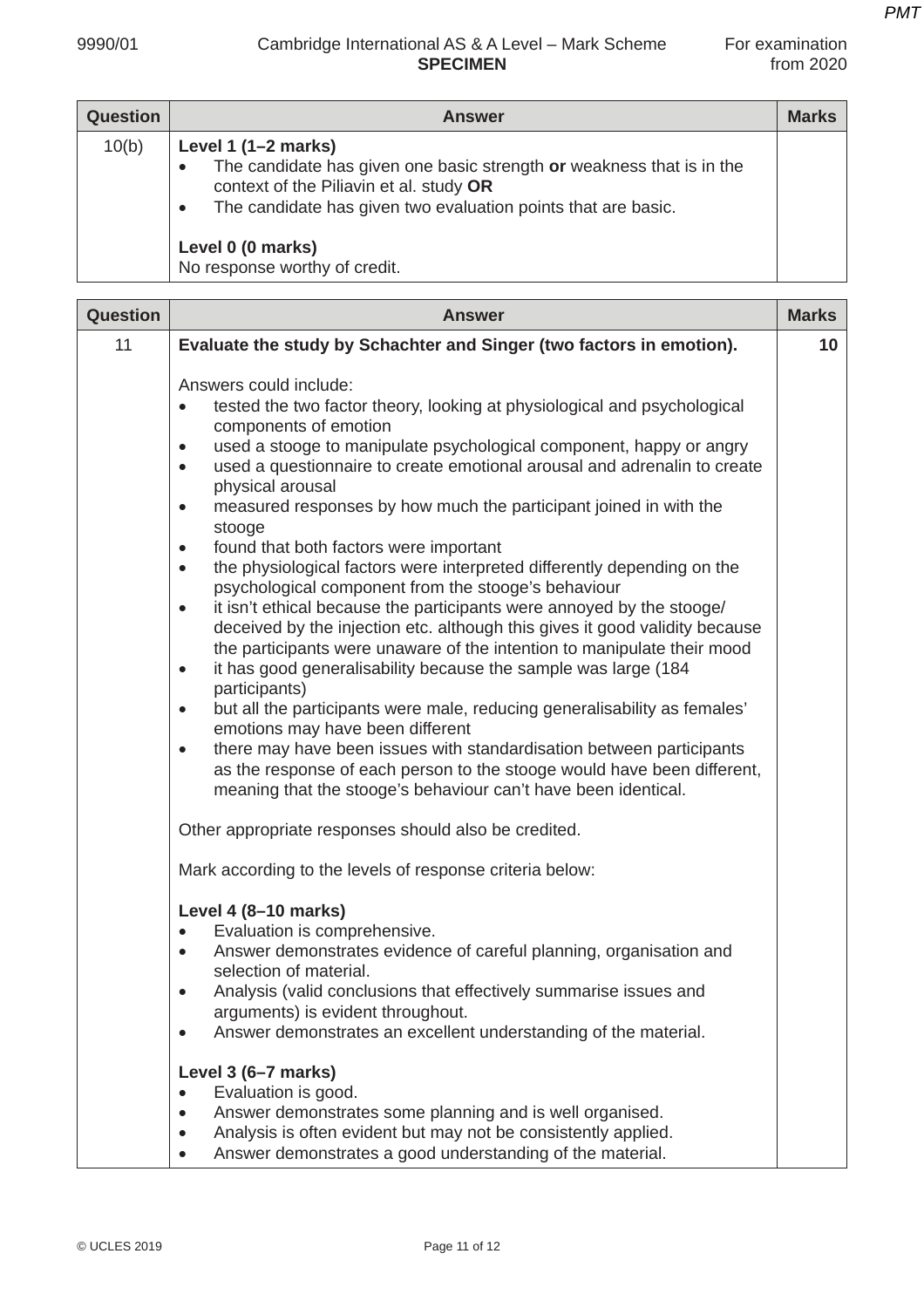| Question | Answer | Marks |
|---|---|---|
| 10(b) | **Level 1 (1–2 marks)**<br>• The candidate has given one basic strength **or** weakness that is in the context of the Piliavin et al. study **OR**<br>• The candidate has given two evaluation points that are basic.<br><br>**Level 0 (0 marks)**<br>No response worthy of credit. | |

| Question | Answer | Marks |
|---|---|---|
| 11 | **Evaluate the study by Schachter and Singer (two factors in emotion).**<br><br>Answers could include:<br>• tested the two factor theory, looking at physiological and psychological components of emotion<br>• used a stooge to manipulate psychological component, happy or angry<br>• used a questionnaire to create emotional arousal and adrenalin to create physical arousal<br>• measured responses by how much the participant joined in with the stooge<br>• found that both factors were important<br>• the physiological factors were interpreted differently depending on the psychological component from the stooge's behaviour<br>• it isn't ethical because the participants were annoyed by the stooge/ deceived by the injection etc. although this gives it good validity because the participants were unaware of the intention to manipulate their mood<br>• it has good generalisability because the sample was large (184 participants)<br>• but all the participants were male, reducing generalisability as females' emotions may have been different<br>• there may have been issues with standardisation between participants as the response of each person to the stooge would have been different, meaning that the stooge's behaviour can't have been identical.<br><br>Other appropriate responses should also be credited.<br><br>Mark according to the levels of response criteria below:<br><br>**Level 4 (8–10 marks)**<br>• Evaluation is comprehensive.<br>• Answer demonstrates evidence of careful planning, organisation and selection of material.<br>• Analysis (valid conclusions that effectively summarise issues and arguments) is evident throughout.<br>• Answer demonstrates an excellent understanding of the material.<br><br>**Level 3 (6–7 marks)**<br>• Evaluation is good.<br>• Answer demonstrates some planning and is well organised.<br>• Analysis is often evident but may not be consistently applied.<br>• Answer demonstrates a good understanding of the material. | **10** |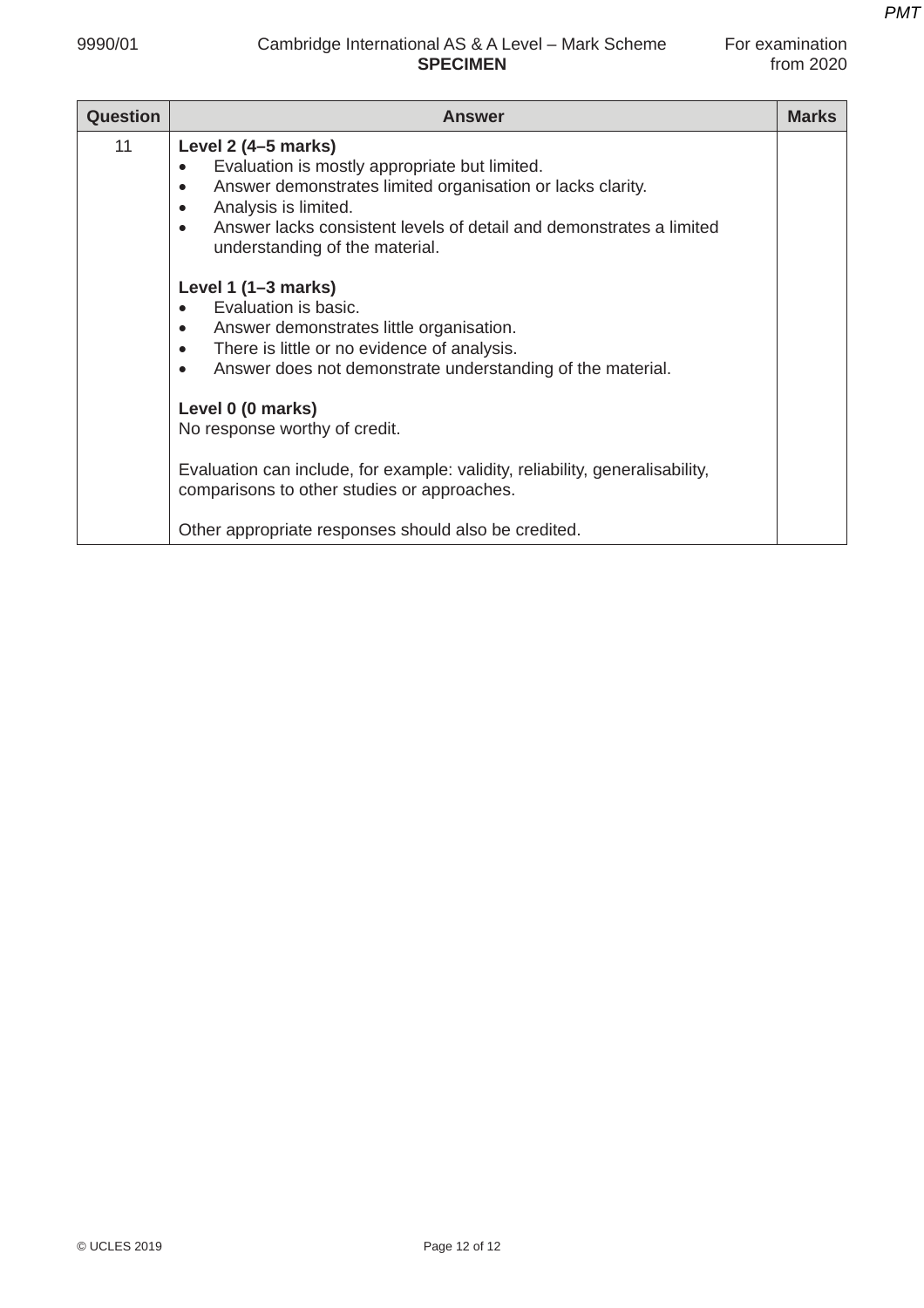| Question | Answer | Marks |
|---|---|---|
| 11 | **Level 2 (4–5 marks)**<br>• Evaluation is mostly appropriate but limited.<br>• Answer demonstrates limited organisation or lacks clarity.<br>• Analysis is limited.<br>• Answer lacks consistent levels of detail and demonstrates a limited understanding of the material.<br><br>**Level 1 (1–3 marks)**<br>• Evaluation is basic.<br>• Answer demonstrates little organisation.<br>• There is little or no evidence of analysis.<br>• Answer does not demonstrate understanding of the material.<br><br>**Level 0 (0 marks)**<br>No response worthy of credit.<br><br>Evaluation can include, for example: validity, reliability, generalisability, comparisons to other studies or approaches.<br><br>Other appropriate responses should also be credited. | |